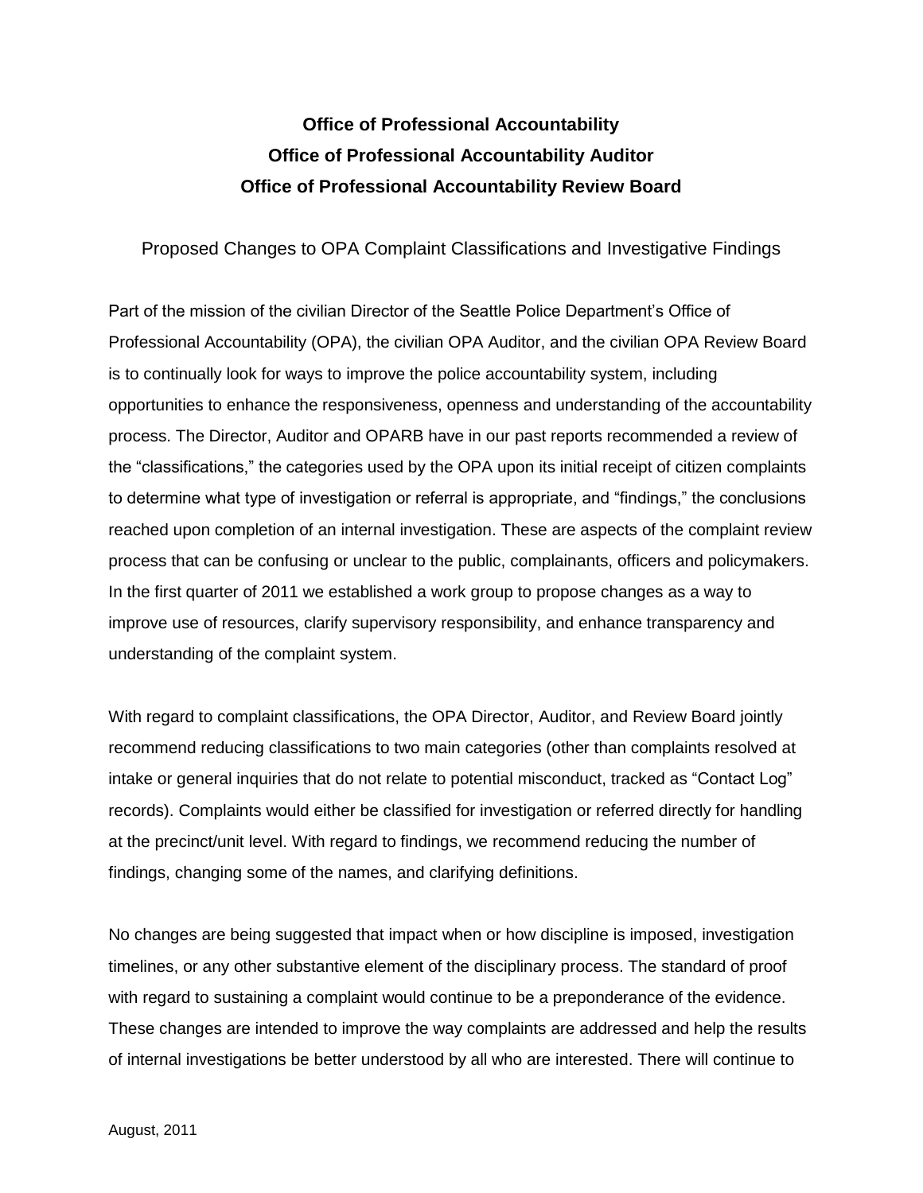**Office of Professional Accountability**
**Office of Professional Accountability Auditor**
**Office of Professional Accountability Review Board**

Proposed Changes to OPA Complaint Classifications and Investigative Findings

Part of the mission of the civilian Director of the Seattle Police Department's Office of Professional Accountability (OPA), the civilian OPA Auditor, and the civilian OPA Review Board is to continually look for ways to improve the police accountability system, including opportunities to enhance the responsiveness, openness and understanding of the accountability process. The Director, Auditor and OPARB have in our past reports recommended a review of the "classifications," the categories used by the OPA upon its initial receipt of citizen complaints to determine what type of investigation or referral is appropriate, and "findings," the conclusions reached upon completion of an internal investigation. These are aspects of the complaint review process that can be confusing or unclear to the public, complainants, officers and policymakers. In the first quarter of 2011 we established a work group to propose changes as a way to improve use of resources, clarify supervisory responsibility, and enhance transparency and understanding of the complaint system.

With regard to complaint classifications, the OPA Director, Auditor, and Review Board jointly recommend reducing classifications to two main categories (other than complaints resolved at intake or general inquiries that do not relate to potential misconduct, tracked as "Contact Log" records). Complaints would either be classified for investigation or referred directly for handling at the precinct/unit level. With regard to findings, we recommend reducing the number of findings, changing some of the names, and clarifying definitions.

No changes are being suggested that impact when or how discipline is imposed, investigation timelines, or any other substantive element of the disciplinary process. The standard of proof with regard to sustaining a complaint would continue to be a preponderance of the evidence. These changes are intended to improve the way complaints are addressed and help the results of internal investigations be better understood by all who are interested. There will continue to

August, 2011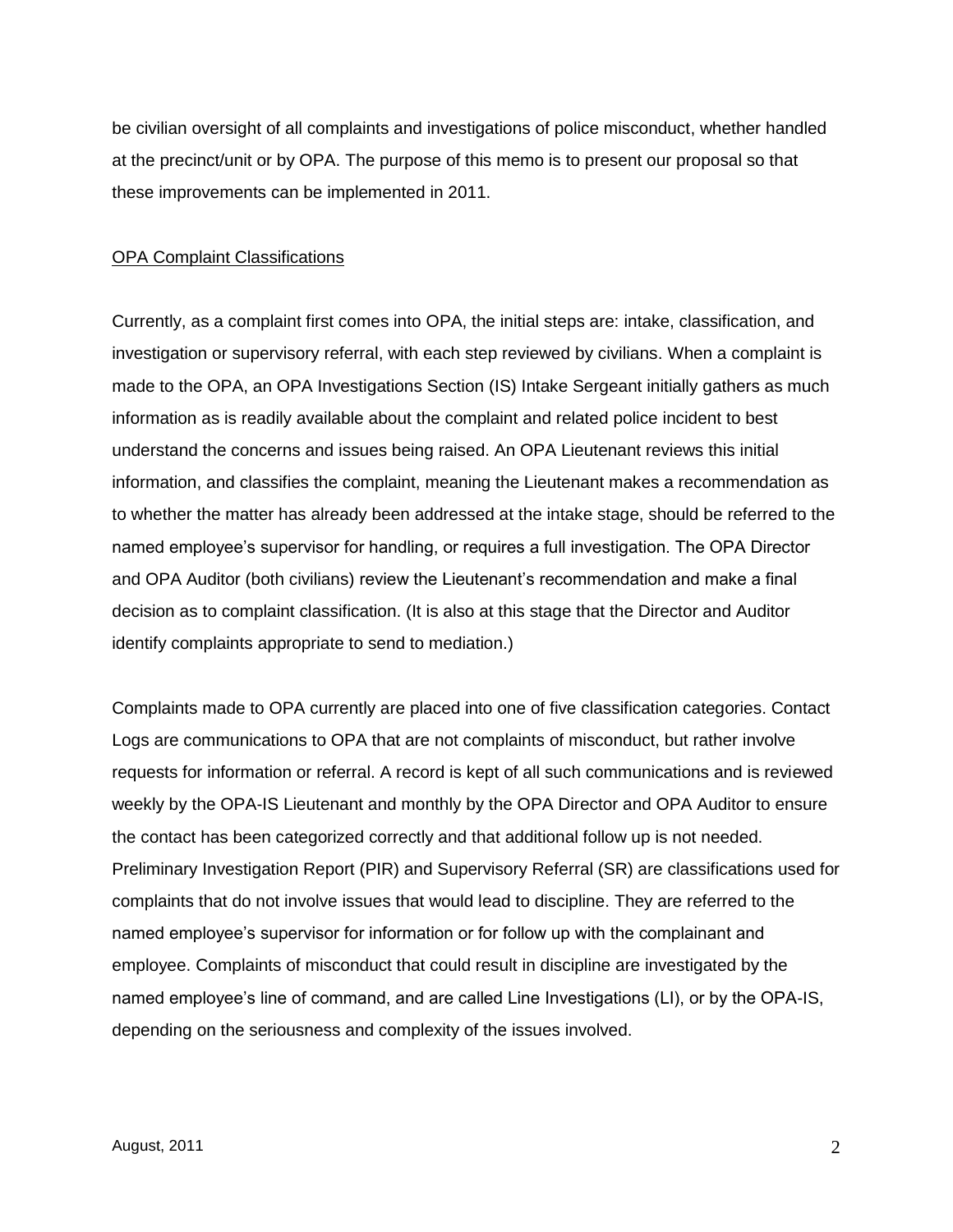be civilian oversight of all complaints and investigations of police misconduct, whether handled at the precinct/unit or by OPA. The purpose of this memo is to present our proposal so that these improvements can be implemented in 2011.

<u>OPA Complaint Classifications</u>

Currently, as a complaint first comes into OPA, the initial steps are: intake, classification, and investigation or supervisory referral, with each step reviewed by civilians. When a complaint is made to the OPA, an OPA Investigations Section (IS) Intake Sergeant initially gathers as much information as is readily available about the complaint and related police incident to best understand the concerns and issues being raised. An OPA Lieutenant reviews this initial information, and classifies the complaint, meaning the Lieutenant makes a recommendation as to whether the matter has already been addressed at the intake stage, should be referred to the named employee's supervisor for handling, or requires a full investigation. The OPA Director and OPA Auditor (both civilians) review the Lieutenant's recommendation and make a final decision as to complaint classification. (It is also at this stage that the Director and Auditor identify complaints appropriate to send to mediation.)

Complaints made to OPA currently are placed into one of five classification categories. Contact Logs are communications to OPA that are not complaints of misconduct, but rather involve requests for information or referral. A record is kept of all such communications and is reviewed weekly by the OPA-IS Lieutenant and monthly by the OPA Director and OPA Auditor to ensure the contact has been categorized correctly and that additional follow up is not needed. Preliminary Investigation Report (PIR) and Supervisory Referral (SR) are classifications used for complaints that do not involve issues that would lead to discipline. They are referred to the named employee's supervisor for information or for follow up with the complainant and employee. Complaints of misconduct that could result in discipline are investigated by the named employee's line of command, and are called Line Investigations (LI), or by the OPA-IS, depending on the seriousness and complexity of the issues involved.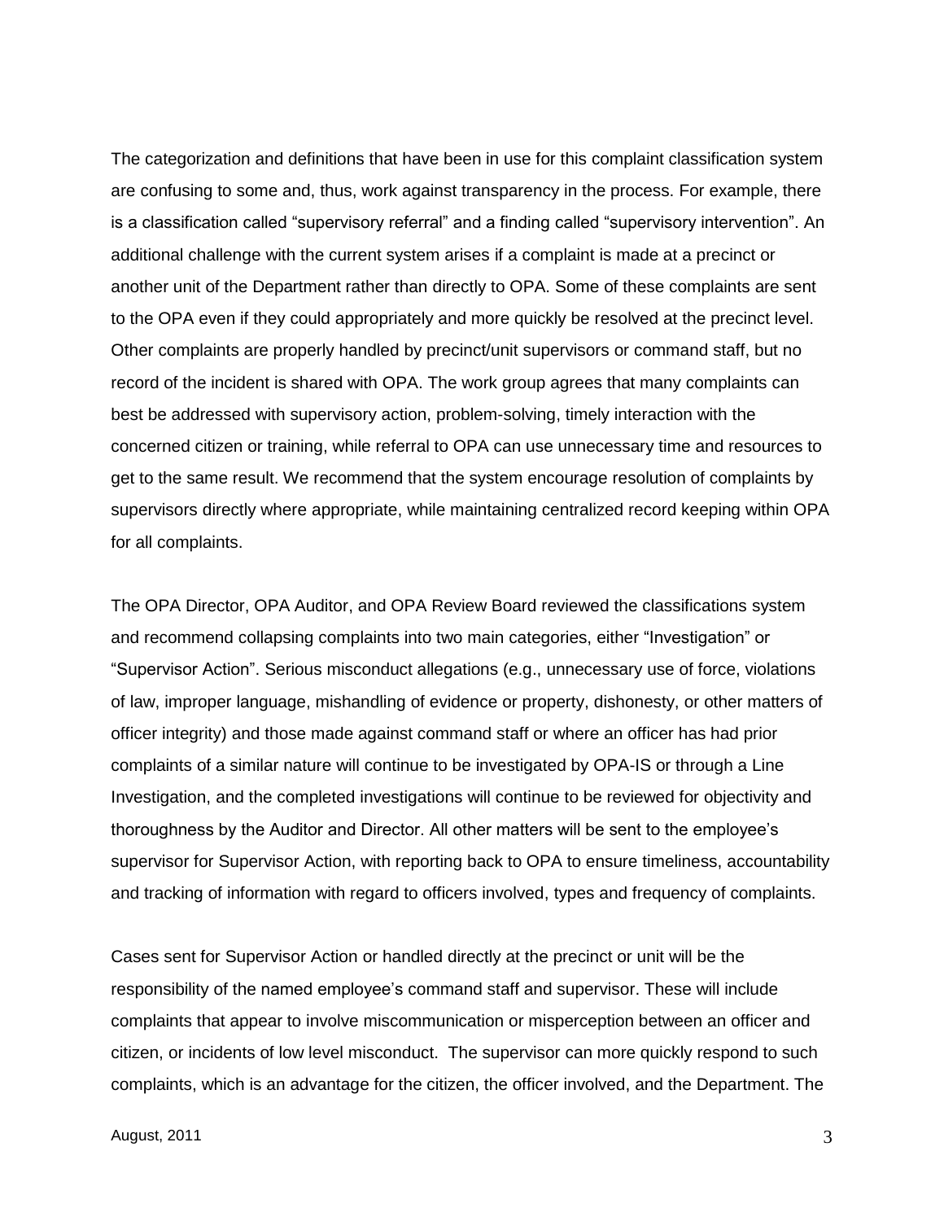The categorization and definitions that have been in use for this complaint classification system are confusing to some and, thus, work against transparency in the process. For example, there is a classification called "supervisory referral" and a finding called "supervisory intervention". An additional challenge with the current system arises if a complaint is made at a precinct or another unit of the Department rather than directly to OPA. Some of these complaints are sent to the OPA even if they could appropriately and more quickly be resolved at the precinct level. Other complaints are properly handled by precinct/unit supervisors or command staff, but no record of the incident is shared with OPA. The work group agrees that many complaints can best be addressed with supervisory action, problem-solving, timely interaction with the concerned citizen or training, while referral to OPA can use unnecessary time and resources to get to the same result. We recommend that the system encourage resolution of complaints by supervisors directly where appropriate, while maintaining centralized record keeping within OPA for all complaints.

The OPA Director, OPA Auditor, and OPA Review Board reviewed the classifications system and recommend collapsing complaints into two main categories, either "Investigation" or "Supervisor Action". Serious misconduct allegations (e.g., unnecessary use of force, violations of law, improper language, mishandling of evidence or property, dishonesty, or other matters of officer integrity) and those made against command staff or where an officer has had prior complaints of a similar nature will continue to be investigated by OPA-IS or through a Line Investigation, and the completed investigations will continue to be reviewed for objectivity and thoroughness by the Auditor and Director. All other matters will be sent to the employee's supervisor for Supervisor Action, with reporting back to OPA to ensure timeliness, accountability and tracking of information with regard to officers involved, types and frequency of complaints.

Cases sent for Supervisor Action or handled directly at the precinct or unit will be the responsibility of the named employee's command staff and supervisor. These will include complaints that appear to involve miscommunication or misperception between an officer and citizen, or incidents of low level misconduct. The supervisor can more quickly respond to such complaints, which is an advantage for the citizen, the officer involved, and the Department. The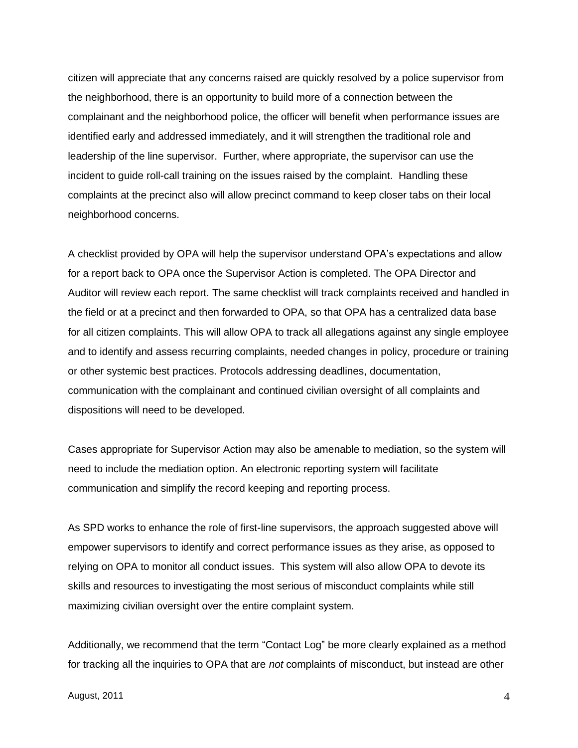citizen will appreciate that any concerns raised are quickly resolved by a police supervisor from the neighborhood, there is an opportunity to build more of a connection between the complainant and the neighborhood police, the officer will benefit when performance issues are identified early and addressed immediately, and it will strengthen the traditional role and leadership of the line supervisor. Further, where appropriate, the supervisor can use the incident to guide roll-call training on the issues raised by the complaint. Handling these complaints at the precinct also will allow precinct command to keep closer tabs on their local neighborhood concerns.

A checklist provided by OPA will help the supervisor understand OPA's expectations and allow for a report back to OPA once the Supervisor Action is completed. The OPA Director and Auditor will review each report. The same checklist will track complaints received and handled in the field or at a precinct and then forwarded to OPA, so that OPA has a centralized data base for all citizen complaints. This will allow OPA to track all allegations against any single employee and to identify and assess recurring complaints, needed changes in policy, procedure or training or other systemic best practices. Protocols addressing deadlines, documentation, communication with the complainant and continued civilian oversight of all complaints and dispositions will need to be developed.

Cases appropriate for Supervisor Action may also be amenable to mediation, so the system will need to include the mediation option. An electronic reporting system will facilitate communication and simplify the record keeping and reporting process.

As SPD works to enhance the role of first-line supervisors, the approach suggested above will empower supervisors to identify and correct performance issues as they arise, as opposed to relying on OPA to monitor all conduct issues. This system will also allow OPA to devote its skills and resources to investigating the most serious of misconduct complaints while still maximizing civilian oversight over the entire complaint system.

Additionally, we recommend that the term "Contact Log" be more clearly explained as a method for tracking all the inquiries to OPA that are *not* complaints of misconduct, but instead are other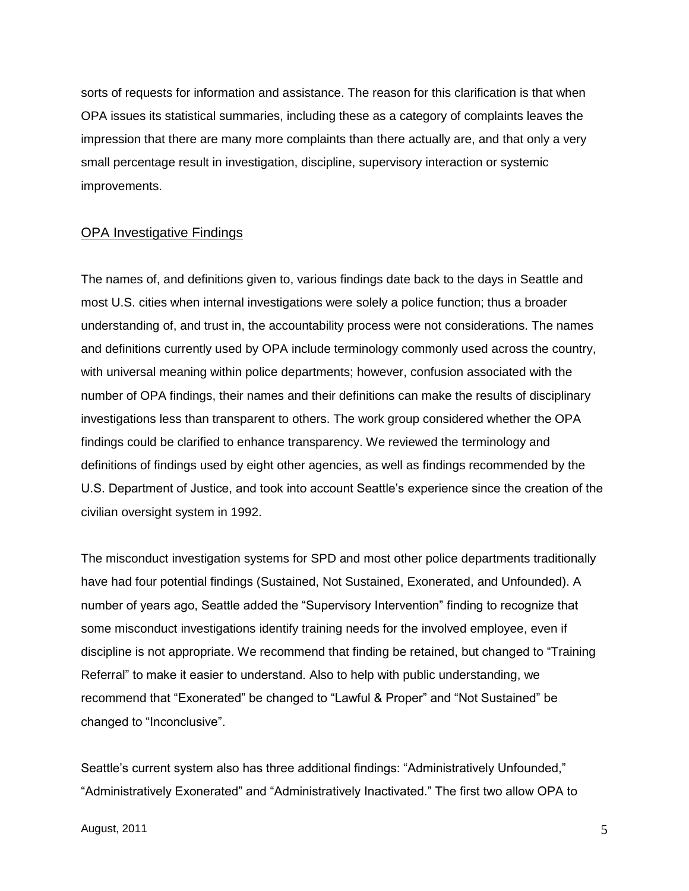sorts of requests for information and assistance. The reason for this clarification is that when OPA issues its statistical summaries, including these as a category of complaints leaves the impression that there are many more complaints than there actually are, and that only a very small percentage result in investigation, discipline, supervisory interaction or systemic improvements.

## OPA Investigative Findings

The names of, and definitions given to, various findings date back to the days in Seattle and most U.S. cities when internal investigations were solely a police function; thus a broader understanding of, and trust in, the accountability process were not considerations. The names and definitions currently used by OPA include terminology commonly used across the country, with universal meaning within police departments; however, confusion associated with the number of OPA findings, their names and their definitions can make the results of disciplinary investigations less than transparent to others. The work group considered whether the OPA findings could be clarified to enhance transparency. We reviewed the terminology and definitions of findings used by eight other agencies, as well as findings recommended by the U.S. Department of Justice, and took into account Seattle's experience since the creation of the civilian oversight system in 1992.

The misconduct investigation systems for SPD and most other police departments traditionally have had four potential findings (Sustained, Not Sustained, Exonerated, and Unfounded). A number of years ago, Seattle added the "Supervisory Intervention" finding to recognize that some misconduct investigations identify training needs for the involved employee, even if discipline is not appropriate. We recommend that finding be retained, but changed to "Training Referral" to make it easier to understand. Also to help with public understanding, we recommend that "Exonerated" be changed to "Lawful & Proper" and "Not Sustained" be changed to "Inconclusive".

Seattle's current system also has three additional findings: "Administratively Unfounded," "Administratively Exonerated" and "Administratively Inactivated." The first two allow OPA to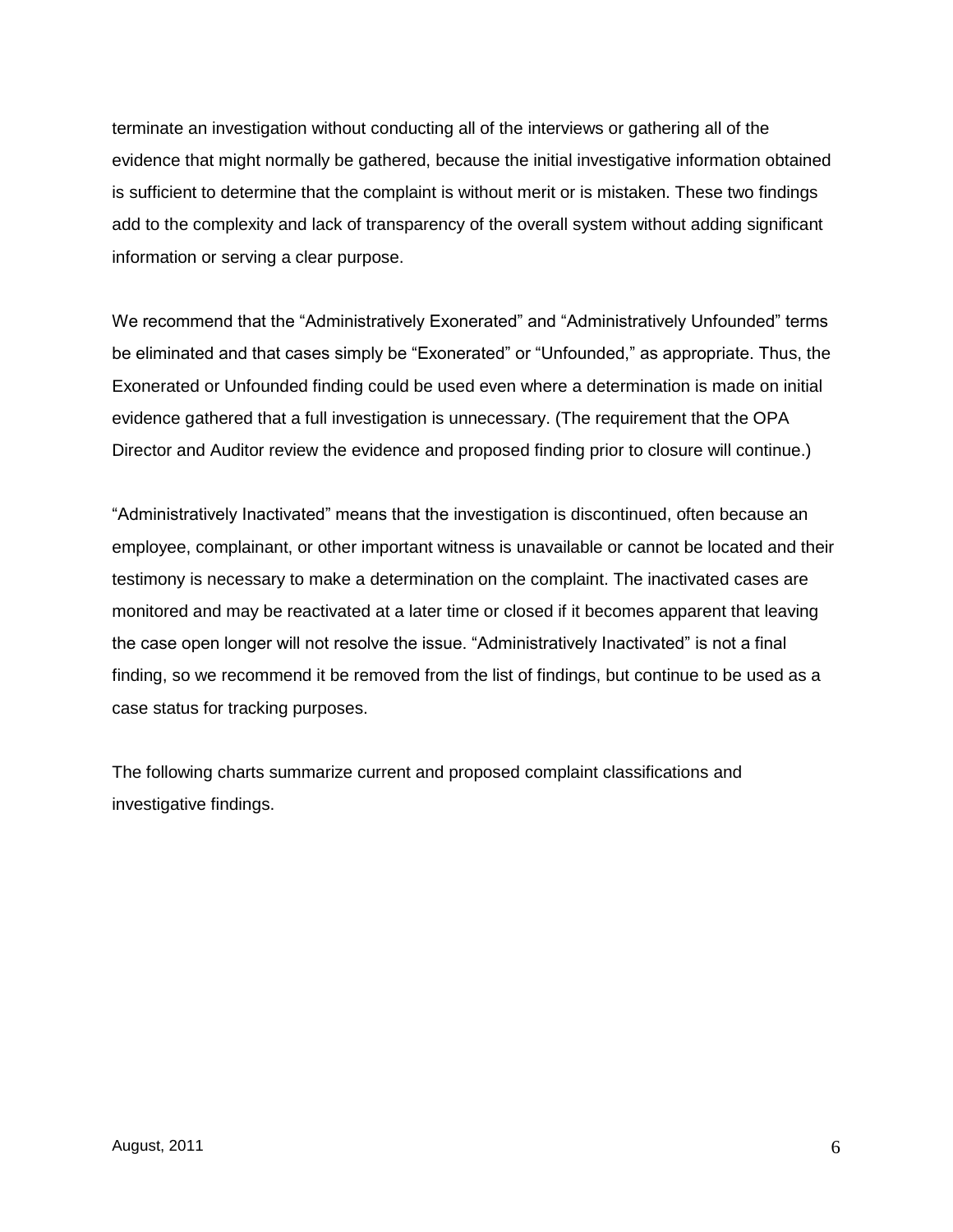terminate an investigation without conducting all of the interviews or gathering all of the evidence that might normally be gathered, because the initial investigative information obtained is sufficient to determine that the complaint is without merit or is mistaken. These two findings add to the complexity and lack of transparency of the overall system without adding significant information or serving a clear purpose.

We recommend that the "Administratively Exonerated" and "Administratively Unfounded" terms be eliminated and that cases simply be "Exonerated" or "Unfounded," as appropriate. Thus, the Exonerated or Unfounded finding could be used even where a determination is made on initial evidence gathered that a full investigation is unnecessary. (The requirement that the OPA Director and Auditor review the evidence and proposed finding prior to closure will continue.)

"Administratively Inactivated" means that the investigation is discontinued, often because an employee, complainant, or other important witness is unavailable or cannot be located and their testimony is necessary to make a determination on the complaint. The inactivated cases are monitored and may be reactivated at a later time or closed if it becomes apparent that leaving the case open longer will not resolve the issue. "Administratively Inactivated" is not a final finding, so we recommend it be removed from the list of findings, but continue to be used as a case status for tracking purposes.

The following charts summarize current and proposed complaint classifications and investigative findings.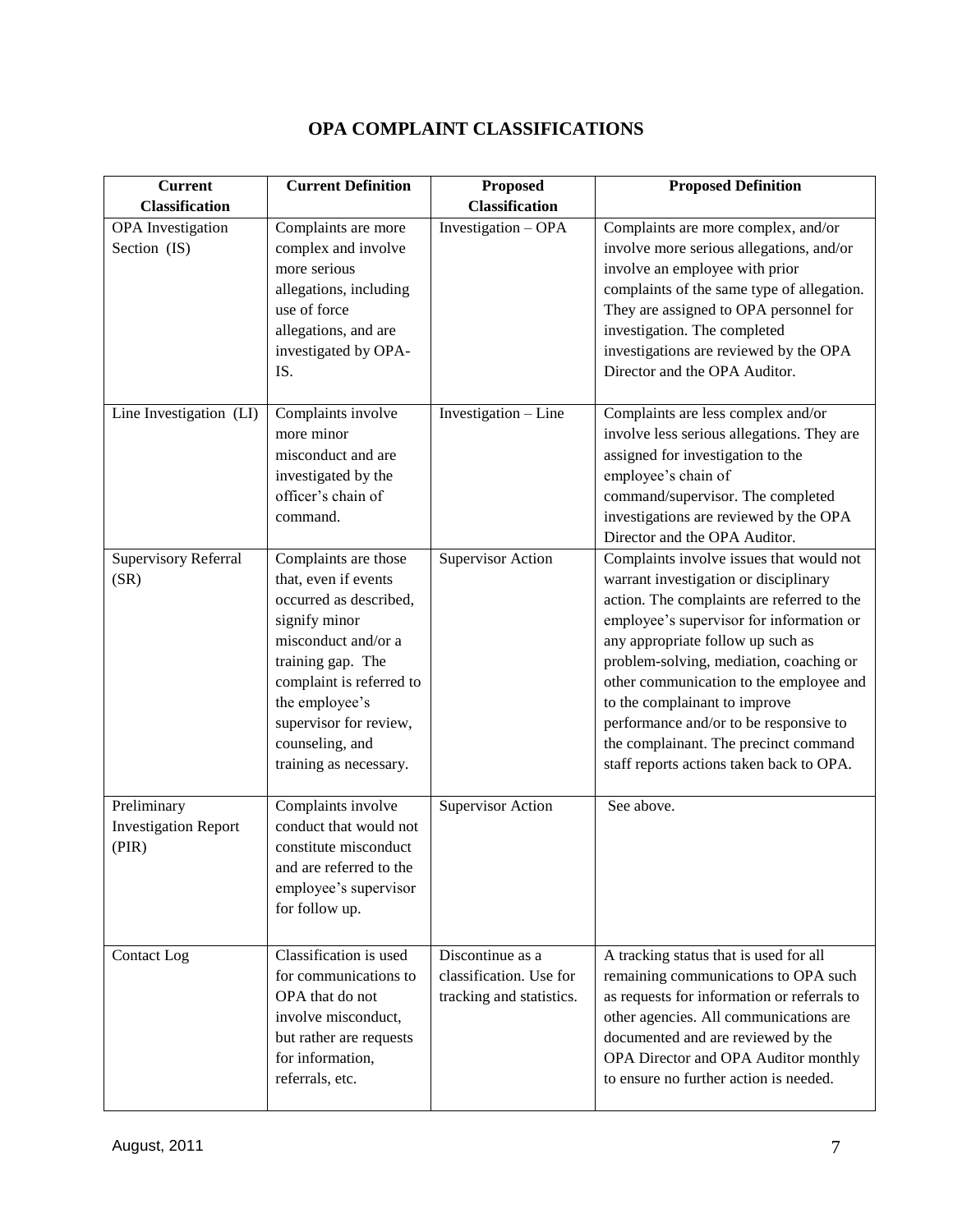# OPA COMPLAINT CLASSIFICATIONS

| Current Classification | Current Definition | Proposed Classification | Proposed Definition |
|---|---|---|---|
| OPA Investigation Section (IS) | Complaints are more complex and involve more serious allegations, including use of force allegations, and are investigated by OPA-IS. | Investigation – OPA | Complaints are more complex, and/or involve more serious allegations, and/or involve an employee with prior complaints of the same type of allegation. They are assigned to OPA personnel for investigation. The completed investigations are reviewed by the OPA Director and the OPA Auditor. |
| Line Investigation (LI) | Complaints involve more minor misconduct and are investigated by the officer's chain of command. | Investigation – Line | Complaints are less complex and/or involve less serious allegations. They are assigned for investigation to the employee's chain of command/supervisor. The completed investigations are reviewed by the OPA Director and the OPA Auditor. |
| Supervisory Referral (SR) | Complaints are those that, even if events occurred as described, signify minor misconduct and/or a training gap. The complaint is referred to the employee's supervisor for review, counseling, and training as necessary. | Supervisor Action | Complaints involve issues that would not warrant investigation or disciplinary action. The complaints are referred to the employee's supervisor for information or any appropriate follow up such as problem-solving, mediation, coaching or other communication to the employee and to the complainant to improve performance and/or to be responsive to the complainant. The precinct command staff reports actions taken back to OPA. |
| Preliminary Investigation Report (PIR) | Complaints involve conduct that would not constitute misconduct and are referred to the employee's supervisor for follow up. | Supervisor Action | See above. |
| Contact Log | Classification is used for communications to OPA that do not involve misconduct, but rather are requests for information, referrals, etc. | Discontinue as a classification. Use for tracking and statistics. | A tracking status that is used for all remaining communications to OPA such as requests for information or referrals to other agencies. All communications are documented and are reviewed by the OPA Director and OPA Auditor monthly to ensure no further action is needed. |

August, 2011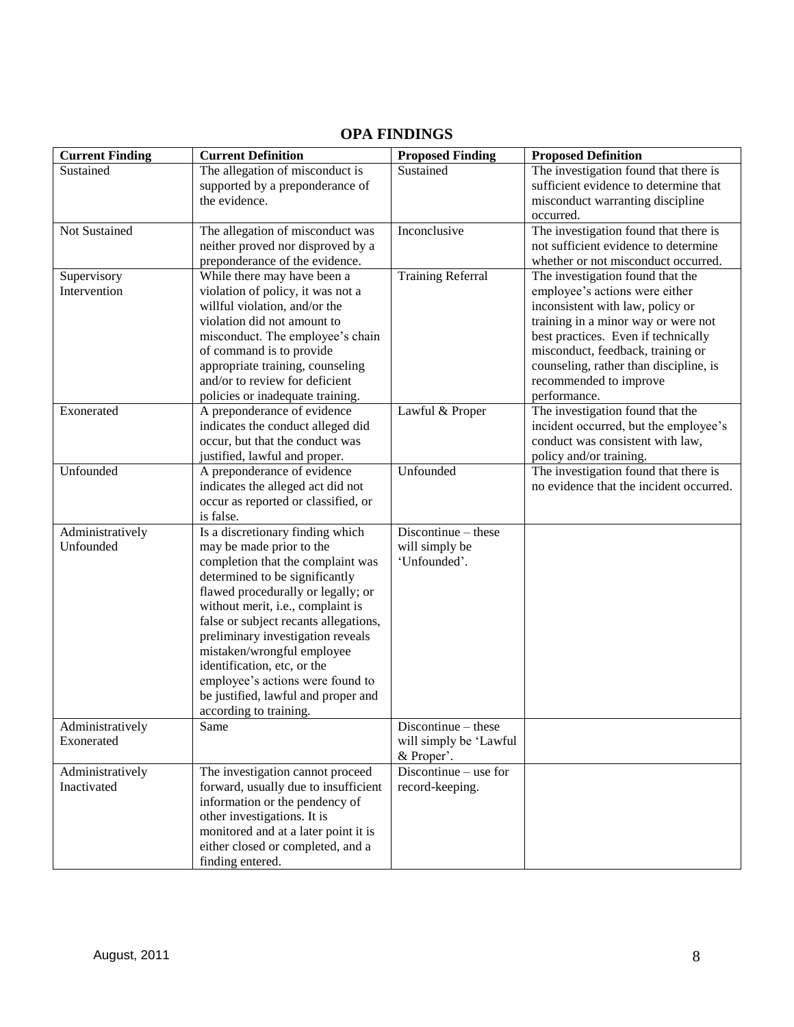## OPA FINDINGS

| Current Finding | Current Definition | Proposed Finding | Proposed Definition |
|---|---|---|---|
| Sustained | The allegation of misconduct is supported by a preponderance of the evidence. | Sustained | The investigation found that there is sufficient evidence to determine that misconduct warranting discipline occurred. |
| Not Sustained | The allegation of misconduct was neither proved nor disproved by a preponderance of the evidence. | Inconclusive | The investigation found that there is not sufficient evidence to determine whether or not misconduct occurred. |
| Supervisory Intervention | While there may have been a violation of policy, it was not a willful violation, and/or the violation did not amount to misconduct. The employee's chain of command is to provide appropriate training, counseling and/or to review for deficient policies or inadequate training. | Training Referral | The investigation found that the employee's actions were either inconsistent with law, policy or training in a minor way or were not best practices. Even if technically misconduct, feedback, training or counseling, rather than discipline, is recommended to improve performance. |
| Exonerated | A preponderance of evidence indicates the conduct alleged did occur, but that the conduct was justified, lawful and proper. | Lawful & Proper | The investigation found that the incident occurred, but the employee's conduct was consistent with law, policy and/or training. |
| Unfounded | A preponderance of evidence indicates the alleged act did not occur as reported or classified, or is false. | Unfounded | The investigation found that there is no evidence that the incident occurred. |
| Administratively Unfounded | Is a discretionary finding which may be made prior to the completion that the complaint was determined to be significantly flawed procedurally or legally; or without merit, i.e., complaint is false or subject recants allegations, preliminary investigation reveals mistaken/wrongful employee identification, etc, or the employee's actions were found to be justified, lawful and proper and according to training. | Discontinue – these will simply be 'Unfounded'. | |
| Administratively Exonerated | Same | Discontinue – these will simply be 'Lawful & Proper'. | |
| Administratively Inactivated | The investigation cannot proceed forward, usually due to insufficient information or the pendency of other investigations. It is monitored and at a later point it is either closed or completed, and a finding entered. | Discontinue – use for record-keeping. | |

August, 2011